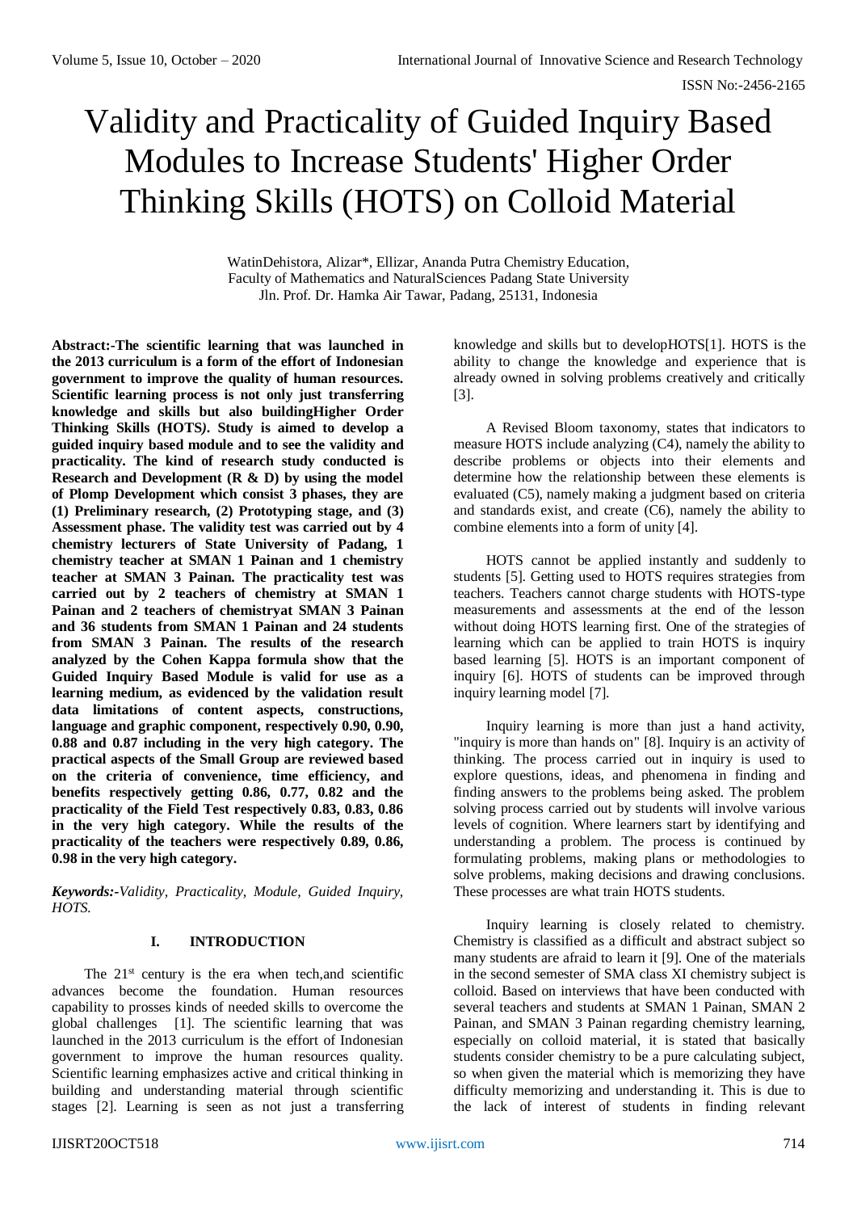#  Validity and Practicality of Guided Inquiry Based Modules to Increase Students' Higher Order Thinking Skills (HOTS) on Colloid Material

WatinDehistora, Alizar*, Ellizar, Ananda Putra Chemistry Education,
Faculty of Mathematics and NaturalSciences Padang State University
Jln. Prof. Dr. Hamka Air Tawar, Padang, 25131, Indonesia

**Abstract:-The scientific learning that was launched in the 2013 curriculum is a form of the effort of Indonesian government to improve the quality of human resources. Scientific learning process is not only just transferring knowledge and skills but also buildingHigher Order Thinking Skills (HOTS). Study is aimed to develop a guided inquiry based module and to see the validity and practicality. The kind of research study conducted is Research and Development (R & D) by using the model of Plomp Development which consist 3 phases, they are (1) Preliminary research, (2) Prototyping stage, and (3) Assessment phase. The validity test was carried out by 4 chemistry lecturers of State University of Padang, 1 chemistry teacher at SMAN 1 Painan and 1 chemistry teacher at SMAN 3 Painan. The practicality test was carried out by 2 teachers of chemistry at SMAN 1 Painan and 2 teachers of chemistryat SMAN 3 Painan and 36 students from SMAN 1 Painan and 24 students from SMAN 3 Painan. The results of the research analyzed by the Cohen Kappa formula show that the Guided Inquiry Based Module is valid for use as a learning medium, as evidenced by the validation result data limitations of content aspects, constructions, language and graphic component, respectively 0.90, 0.90, 0.88 and 0.87 including in the very high category. The practical aspects of the Small Group are reviewed based on the criteria of convenience, time efficiency, and benefits respectively getting 0.86, 0.77, 0.82 and the practicality of the Field Test respectively 0.83, 0.83, 0.86 in the very high category. While the results of the practicality of the teachers were respectively 0.89, 0.86, 0.98 in the very high category.**

***Keywords:-****Validity, Practicality, Module, Guided Inquiry, HOTS.*

## I. INTRODUCTION

The 21st century is the era when tech,and scientific advances become the foundation. Human resources capability to prosses kinds of needed skills to overcome the global challenges [1]. The scientific learning that was launched in the 2013 curriculum is the effort of Indonesian government to improve the human resources quality. Scientific learning emphasizes active and critical thinking in building and understanding material through scientific stages [2]. Learning is seen as not just a transferring knowledge and skills but to developHOTS[1]. HOTS is the ability to change the knowledge and experience that is already owned in solving problems creatively and critically [3].

A Revised Bloom taxonomy, states that indicators to measure HOTS include analyzing (C4), namely the ability to describe problems or objects into their elements and determine how the relationship between these elements is evaluated (C5), namely making a judgment based on criteria and standards exist, and create (C6), namely the ability to combine elements into a form of unity [4].

HOTS cannot be applied instantly and suddenly to students [5]. Getting used to HOTS requires strategies from teachers. Teachers cannot charge students with HOTS-type measurements and assessments at the end of the lesson without doing HOTS learning first. One of the strategies of learning which can be applied to train HOTS is inquiry based learning [5]. HOTS is an important component of inquiry [6]. HOTS of students can be improved through inquiry learning model [7].

Inquiry learning is more than just a hand activity, "inquiry is more than hands on" [8]. Inquiry is an activity of thinking. The process carried out in inquiry is used to explore questions, ideas, and phenomena in finding and finding answers to the problems being asked. The problem solving process carried out by students will involve various levels of cognition. Where learners start by identifying and understanding a problem. The process is continued by formulating problems, making plans or methodologies to solve problems, making decisions and drawing conclusions. These processes are what train HOTS students.

Inquiry learning is closely related to chemistry. Chemistry is classified as a difficult and abstract subject so many students are afraid to learn it [9]. One of the materials in the second semester of SMA class XI chemistry subject is colloid. Based on interviews that have been conducted with several teachers and students at SMAN 1 Painan, SMAN 2 Painan, and SMAN 3 Painan regarding chemistry learning, especially on colloid material, it is stated that basically students consider chemistry to be a pure calculating subject, so when given the material which is memorizing they have difficulty memorizing and understanding it. This is due to the lack of interest of students in finding relevant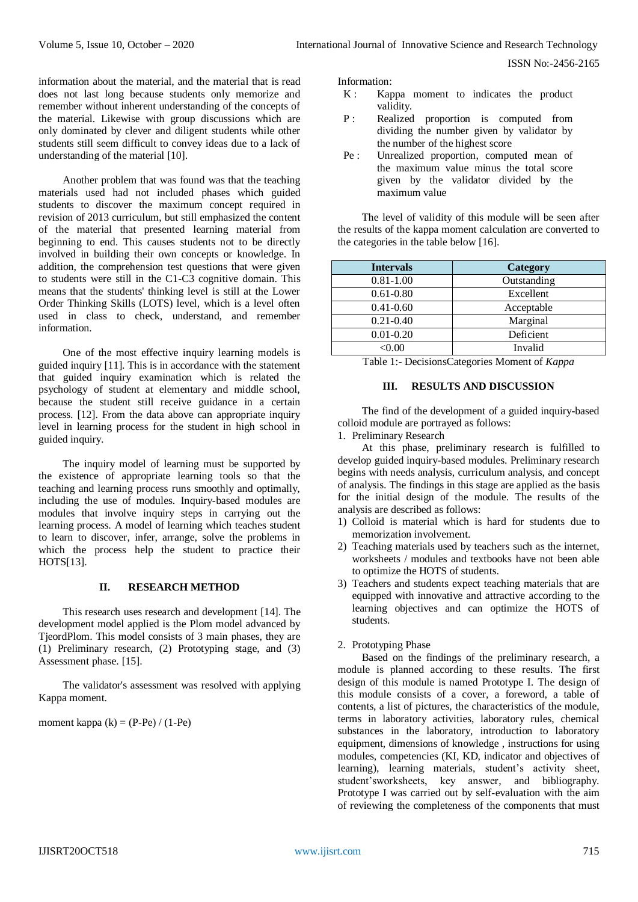information about the material, and the material that is read does not last long because students only memorize and remember without inherent understanding of the concepts of the material. Likewise with group discussions which are only dominated by clever and diligent students while other students still seem difficult to convey ideas due to a lack of understanding of the material [10].

Another problem that was found was that the teaching materials used had not included phases which guided students to discover the maximum concept required in revision of 2013 curriculum, but still emphasized the content of the material that presented learning material from beginning to end. This causes students not to be directly involved in building their own concepts or knowledge. In addition, the comprehension test questions that were given to students were still in the C1-C3 cognitive domain. This means that the students' thinking level is still at the Lower Order Thinking Skills (LOTS) level, which is a level often used in class to check, understand, and remember information.

One of the most effective inquiry learning models is guided inquiry [11]. This is in accordance with the statement that guided inquiry examination which is related the psychology of student at elementary and middle school, because the student still receive guidance in a certain process. [12]. From the data above can appropriate inquiry level in learning process for the student in high school in guided inquiry.

The inquiry model of learning must be supported by the existence of appropriate learning tools so that the teaching and learning process runs smoothly and optimally, including the use of modules. Inquiry-based modules are modules that involve inquiry steps in carrying out the learning process. A model of learning which teaches student to learn to discover, infer, arrange, solve the problems in which the process help the student to practice their HOTS[13].

## II. RESEARCH METHOD

This research uses research and development [14]. The development model applied is the Plom model advanced by TjeordPlom. This model consists of 3 main phases, they are (1) Preliminary research, (2) Prototyping stage, and (3) Assessment phase. [15].

The validator's assessment was resolved with applying Kappa moment.

moment kappa (k) = (P-Pe) / (1-Pe)

Information:

- K : Kappa moment to indicates the product validity.
- P : Realized proportion is computed from dividing the number given by validator by the number of the highest score
- Pe : Unrealized proportion, computed mean of the maximum value minus the total score given by the validator divided by the maximum value

The level of validity of this module will be seen after the results of the kappa moment calculation are converted to the categories in the table below [16].

| Intervals | Category |
|---|---|
| 0.81-1.00 | Outstanding |
| 0.61-0.80 | Excellent |
| 0.41-0.60 | Acceptable |
| 0.21-0.40 | Marginal |
| 0.01-0.20 | Deficient |
| <0.00 | Invalid |

Table 1:- DecisionsCategories Moment of *Kappa*

## III. RESULTS AND DISCUSSION

The find of the development of a guided inquiry-based colloid module are portrayed as follows:

1. Preliminary Research

At this phase, preliminary research is fulfilled to develop guided inquiry-based modules. Preliminary research begins with needs analysis, curriculum analysis, and concept of analysis. The findings in this stage are applied as the basis for the initial design of the module. The results of the analysis are described as follows:

1) Colloid is material which is hard for students due to memorization involvement.
2) Teaching materials used by teachers such as the internet, worksheets / modules and textbooks have not been able to optimize the HOTS of students.
3) Teachers and students expect teaching materials that are equipped with innovative and attractive according to the learning objectives and can optimize the HOTS of students.

2. Prototyping Phase

Based on the findings of the preliminary research, a module is planned according to these results. The first design of this module is named Prototype I. The design of this module consists of a cover, a foreword, a table of contents, a list of pictures, the characteristics of the module, terms in laboratory activities, laboratory rules, chemical substances in the laboratory, introduction to laboratory equipment, dimensions of knowledge , instructions for using modules, competencies (KI, KD, indicator and objectives of learning), learning materials, student's activity sheet, student'sworksheets, key answer, and bibliography. Prototype I was carried out by self-evaluation with the aim of reviewing the completeness of the components that must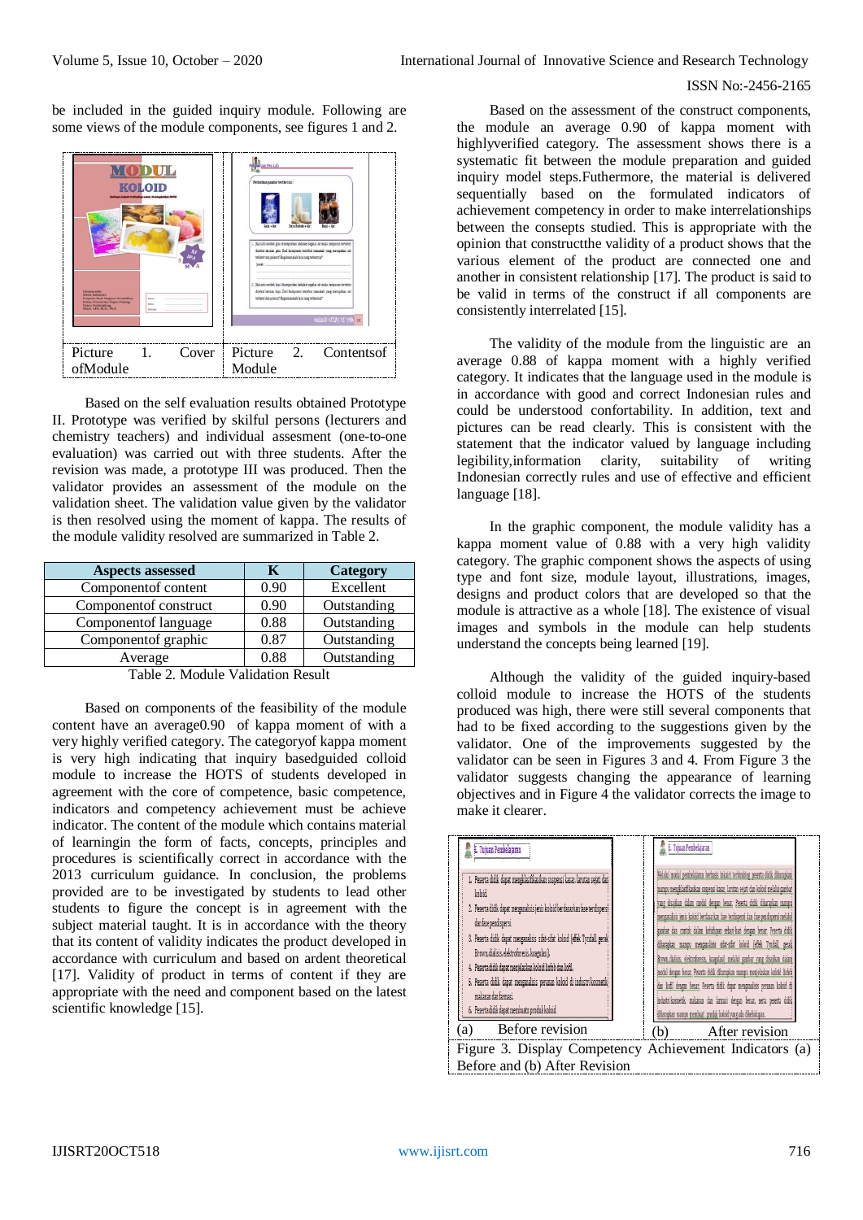be included in the guided inquiry module. Following are some views of the module components, see figures 1 and 2.

| Picture 1. Cover ofModule | Picture 2. Contentsof Module |
|---|---|

Based on the self evaluation results obtained Prototype II. Prototype was verified by skilful persons (lecturers and chemistry teachers) and individual assesment (one-to-one evaluation) was carried out with three students. After the revision was made, a prototype III was produced. Then the validator provides an assessment of the module on the validation sheet. The validation value given by the validator is then resolved using the moment of kappa. The results of the module validity resolved are summarized in Table 2.

| Aspects assessed | K | Category |
|---|---|---|
| Componentof content | 0.90 | Excellent |
| Componentof construct | 0.90 | Outstanding |
| Componentof language | 0.88 | Outstanding |
| Componentof graphic | 0.87 | Outstanding |
| Average | 0.88 | Outstanding |

Table 2. Module Validation Result

Based on components of the feasibility of the module content have an average0.90 of kappa moment of with a very highly verified category. The categoryof kappa moment is very high indicating that inquiry basedguided colloid module to increase the HOTS of students developed in agreement with the core of competence, basic competence, indicators and competency achievement must be achieve indicator. The content of the module which contains material of learningin the form of facts, concepts, principles and procedures is scientifically correct in accordance with the 2013 curriculum guidance. In conclusion, the problems provided are to be investigated by students to lead other students to figure the concept is in agreement with the subject material taught. It is in accordance with the theory that its content of validity indicates the product developed in accordance with curriculum and based on ardent theoretical [17]. Validity of product in terms of content if they are appropriate with the need and component based on the latest scientific knowledge [15].

Based on the assessment of the construct components, the module an average 0.90 of kappa moment with highlyverified category. The assessment shows there is a systematic fit between the module preparation and guided inquiry model steps.Futhermore, the material is delivered sequentially based on the formulated indicators of achievement competency in order to make interrelationships between the consepts studied. This is appropriate with the opinion that constructthe validity of a product shows that the various element of the product are connected one and another in consistent relationship [17]. The product is said to be valid in terms of the construct if all components are consistently interrelated [15].

The validity of the module from the linguistic are an average 0.88 of kappa moment with a highly verified category. It indicates that the language used in the module is in accordance with good and correct Indonesian rules and could be understood confortability. In addition, text and pictures can be read clearly. This is consistent with the statement that the indicator valued by language including legibility,information clarity, suitability of writing Indonesian correctly rules and use of effective and efficient language [18].

In the graphic component, the module validity has a kappa moment value of 0.88 with a very high validity category. The graphic component shows the aspects of using type and font size, module layout, illustrations, images, designs and product colors that are developed so that the module is attractive as a whole [18]. The existence of visual images and symbols in the module can help students understand the concepts being learned [19].

Although the validity of the guided inquiry-based colloid module to increase the HOTS of the students produced was high, there were still several components that had to be fixed according to the suggestions given by the validator. One of the improvements suggested by the validator can be seen in Figures 3 and 4. From Figure 3 the validator suggests changing the appearance of learning objectives and in Figure 4 the validator corrects the image to make it clearer.

(a) Before revision (b) After revision

Figure 3. Display Competency Achievement Indicators (a) Before and (b) After Revision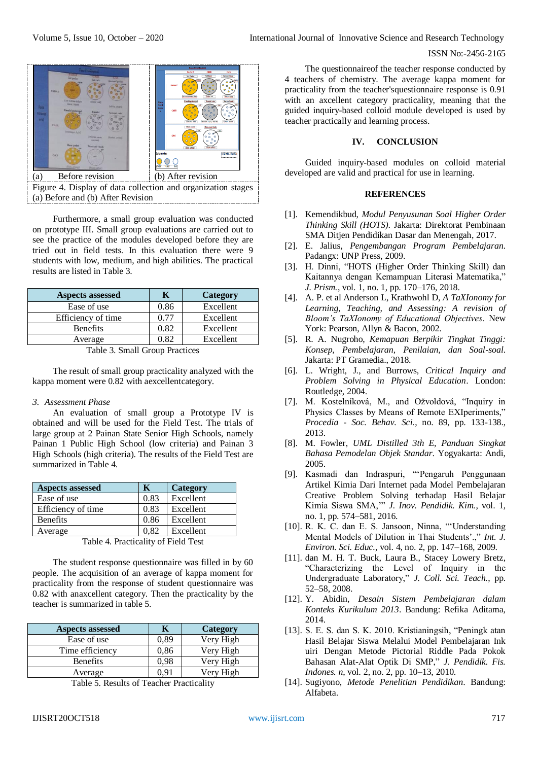(a) Before revision (b) After revision

Figure 4. Display of data collection and organization stages (a) Before and (b) After Revision

Furthermore, a small group evaluation was conducted on prototype III. Small group evaluations are carried out to see the practice of the modules developed before they are tried out in field tests. In this evaluation there were 9 students with low, medium, and high abilities. The practical results are listed in Table 3.

| Aspects assessed | K | Category |
|---|---|---|
| Ease of use | 0.86 | Excellent |
| Efficiency of time | 0.77 | Excellent |
| Benefits | 0.82 | Excellent |
| Average | 0.82 | Excellent |

Table 3. Small Group Practices

The result of small group practicality analyzed with the kappa moment were 0.82 with aexcellentcategory.

*3. Assessment Phase*

An evaluation of small group a Prototype IV is obtained and will be used for the Field Test. The trials of large group at 2 Painan State Senior High Schools, namely Painan 1 Public High School (low criteria) and Painan 3 High Schools (high criteria). The results of the Field Test are summarized in Table 4.

| Aspects assessed | K | Category |
|---|---|---|
| Ease of use | 0.83 | Excellent |
| Efficiency of time | 0.83 | Excellent |
| Benefits | 0.86 | Excellent |
| Average | 0,82 | Excellent |

Table 4. Practicality of Field Test

The student response questionnaire was filled in by 60 people. The acquisition of an average of kappa moment for practicality from the response of student questionnaire was 0.82 with anaxcellent category. Then the practicality by the teacher is summarized in table 5.

| Aspects assessed | K | Category |
|---|---|---|
| Ease of use | 0,89 | Very High |
| Time efficiency | 0,86 | Very High |
| Benefits | 0,98 | Very High |
| Average | 0,91 | Very High |

Table 5. Results of Teacher Practicality

The questionnaireof the teacher response conducted by 4 teachers of chemistry. The average kappa moment for practicality from the teacher'squestionnaire response is 0.91 with an axcellent category practicality, meaning that the guided inquiry-based colloid module developed is used by teacher practically and learning process.

## IV. CONCLUSION

Guided inquiry-based modules on colloid material developed are valid and practical for use in learning.

## REFERENCES

[1]. Kemendikbud, *Modul Penyusunan Soal Higher Order Thinking Skill (HOTS)*. Jakarta: Direktorat Pembinaan SMA Ditjen Pendidikan Dasar dan Menengah, 2017.

[2]. E. Jalius, *Pengembangan Program Pembelajaran*. Padangx: UNP Press, 2009.

[3]. H. Dinni, "HOTS (Higher Order Thinking Skill) dan Kaitannya dengan Kemampuan Literasi Matematika," *J. Prism.*, vol. 1, no. 1, pp. 170–176, 2018.

[4]. A. P. et al Anderson L, Krathwohl D, *A TaXIonomy for Learning, Teaching, and Assessing: A revision of Bloom's TaXIonomy of Educational Objectives*. New York: Pearson, Allyn & Bacon, 2002.

[5]. R. A. Nugroho, *Kemapuan Berpikir Tingkat Tinggi: Konsep, Pembelajaran, Penilaian, dan Soal-soal*. Jakarta: PT Gramedia., 2018.

[6]. L. Wright, J., and Burrows, *Critical Inquiry and Problem Solving in Physical Education*. London: Routledge, 2004.

[7]. M. Kostelníková, M., and Ožvoldová, "Inquiry in Physics Classes by Means of Remote EXIperiments," *Procedia - Soc. Behav. Sci.*, no. 89, pp. 133-138., 2013.

[8]. M. Fowler, *UML Distilled 3th E, Panduan Singkat Bahasa Pemodelan Objek Standar*. Yogyakarta: Andi, 2005.

[9]. Kasmadi dan Indraspuri, "'Pengaruh Penggunaan Artikel Kimia Dari Internet pada Model Pembelajaran Creative Problem Solving terhadap Hasil Belajar Kimia Siswa SMA,'" *J. Inov. Pendidik. Kim.*, vol. 1, no. 1, pp. 574–581, 2016.

[10]. R. K. C. dan E. S. Jansoon, Ninna, "'Understanding Mental Models of Dilution in Thai Students'.," *Int. J. Environ. Sci. Educ.*, vol. 4, no. 2, pp. 147–168, 2009.

[11]. dan M. H. T. Buck, Laura B., Stacey Lowery Bretz, "Characterizing the Level of Inquiry in the Undergraduate Laboratory," *J. Coll. Sci. Teach.*, pp. 52–58, 2008.

[12]. Y. Abidin, *Desain Sistem Pembelajaran dalam Konteks Kurikulum 2013*. Bandung: Refika Aditama, 2014.

[13]. S. E. S. dan S. K. 2010. Kristianingsih, "Peningk atan Hasil Belajar Siswa Melalui Model Pembelajaran Ink uiri Dengan Metode Pictorial Riddle Pada Pokok Bahasan Alat-Alat Optik Di SMP," *J. Pendidik. Fis. Indones. n*, vol. 2, no. 2, pp. 10–13, 2010.

[14]. Sugiyono, *Metode Penelitian Pendidikan*. Bandung: Alfabeta.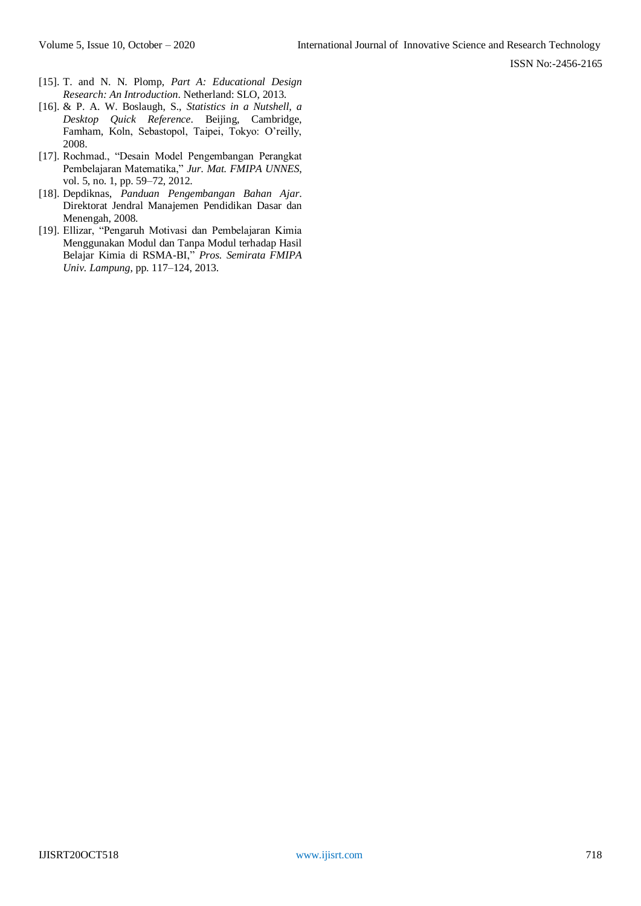[15]. T. and N. N. Plomp, *Part A: Educational Design Research: An Introduction*. Netherland: SLO, 2013.

[16]. & P. A. W. Boslaugh, S., *Statistics in a Nutshell, a Desktop Quick Reference*. Beijing, Cambridge, Famham, Koln, Sebastopol, Taipei, Tokyo: O'reilly, 2008.

[17]. Rochmad., "Desain Model Pengembangan Perangkat Pembelajaran Matematika," *Jur. Mat. FMIPA UNNES*, vol. 5, no. 1, pp. 59–72, 2012.

[18]. Depdiknas, *Panduan Pengembangan Bahan Ajar*. Direktorat Jendral Manajemen Pendidikan Dasar dan Menengah, 2008.

[19]. Ellizar, "Pengaruh Motivasi dan Pembelajaran Kimia Menggunakan Modul dan Tanpa Modul terhadap Hasil Belajar Kimia di RSMA-BI," *Pros. Semirata FMIPA Univ. Lampung*, pp. 117–124, 2013.